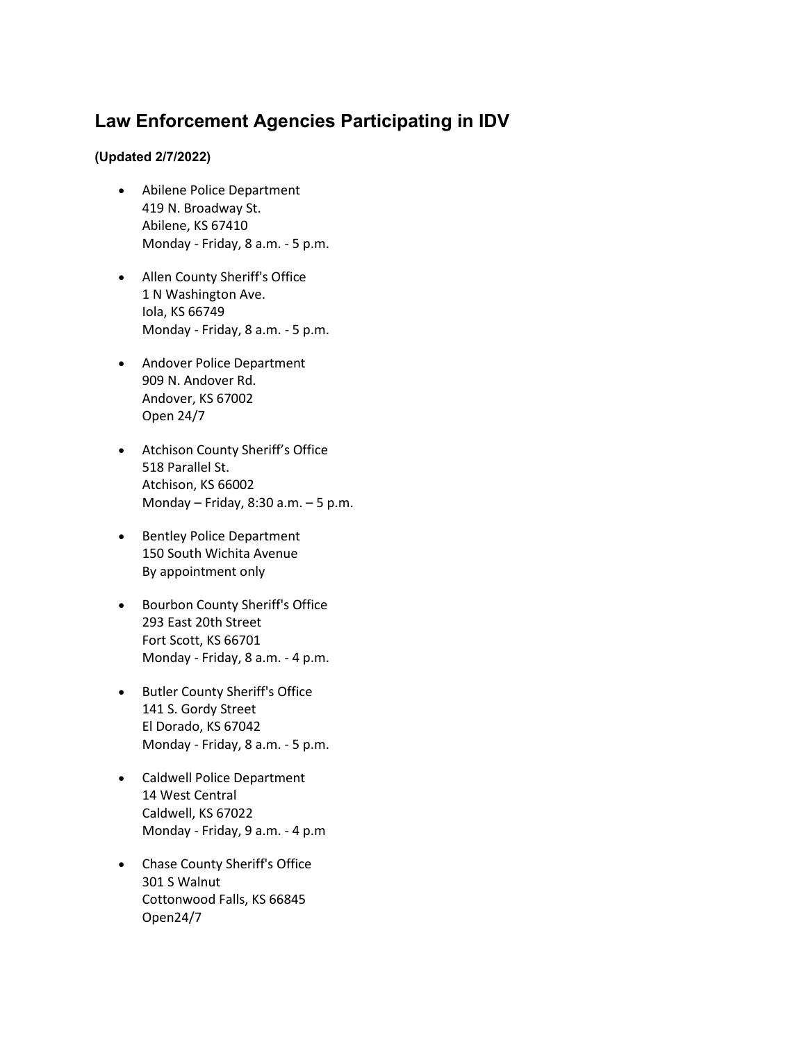# Law Enforcement Agencies Participating in IDV

**(Updated 2/7/2022)**

- Abilene Police Department
  419 N. Broadway St.
  Abilene, KS 67410
  Monday - Friday, 8 a.m. - 5 p.m.

- Allen County Sheriff's Office
  1 N Washington Ave.
  Iola, KS 66749
  Monday - Friday, 8 a.m. - 5 p.m.

- Andover Police Department
  909 N. Andover Rd.
  Andover, KS 67002
  Open 24/7

- Atchison County Sheriff's Office
  518 Parallel St.
  Atchison, KS 66002
  Monday – Friday, 8:30 a.m. – 5 p.m.

- Bentley Police Department
  150 South Wichita Avenue
  By appointment only

- Bourbon County Sheriff's Office
  293 East 20th Street
  Fort Scott, KS 66701
  Monday - Friday, 8 a.m. - 4 p.m.

- Butler County Sheriff's Office
  141 S. Gordy Street
  El Dorado, KS 67042
  Monday - Friday, 8 a.m. - 5 p.m.

- Caldwell Police Department
  14 West Central
  Caldwell, KS 67022
  Monday - Friday, 9 a.m. - 4 p.m

- Chase County Sheriff's Office
  301 S Walnut
  Cottonwood Falls, KS 66845
  Open24/7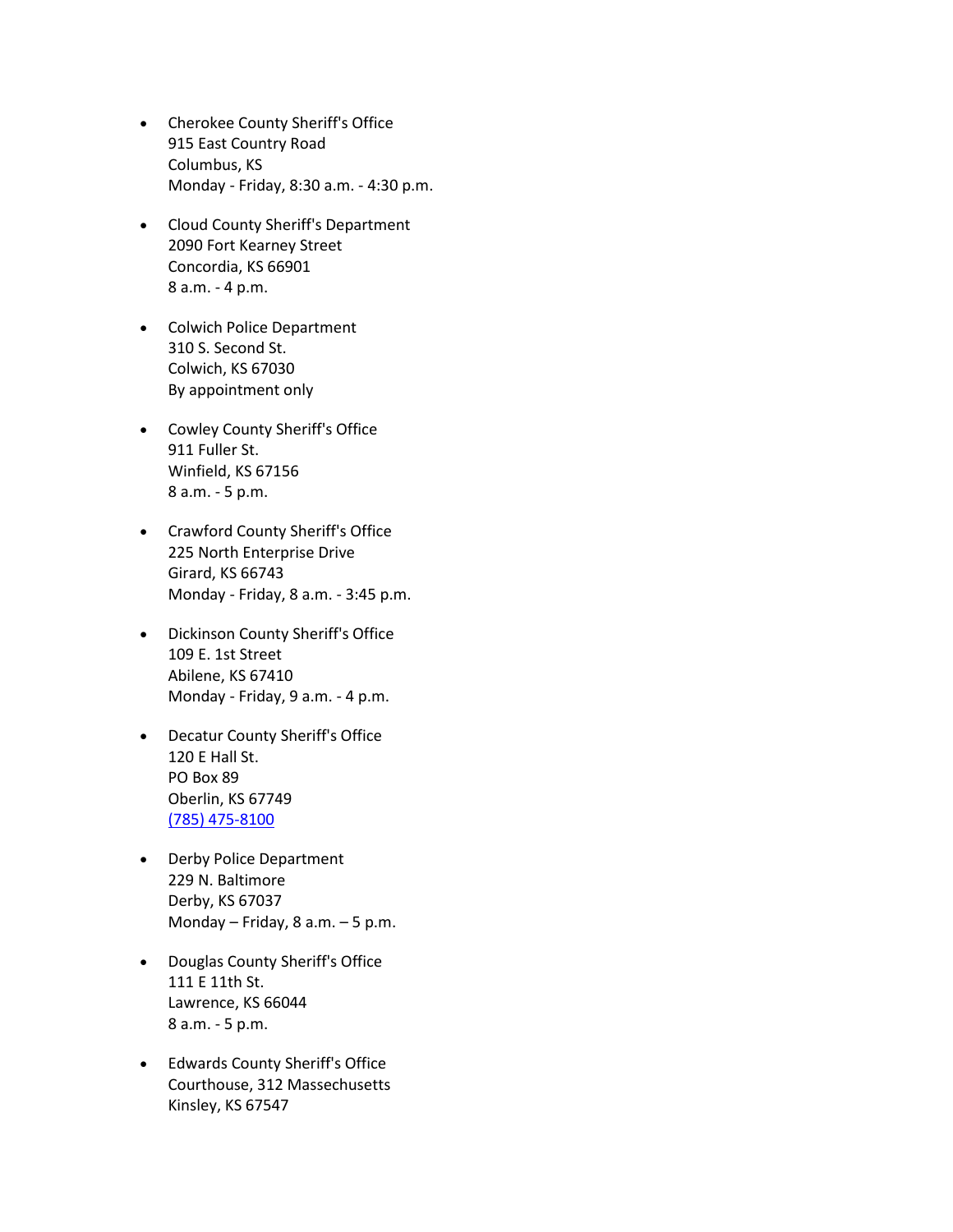- Cherokee County Sheriff's Office
  915 East Country Road
  Columbus, KS
  Monday - Friday, 8:30 a.m. - 4:30 p.m.

- Cloud County Sheriff's Department
  2090 Fort Kearney Street
  Concordia, KS 66901
  8 a.m. - 4 p.m.

- Colwich Police Department
  310 S. Second St.
  Colwich, KS 67030
  By appointment only

- Cowley County Sheriff's Office
  911 Fuller St.
  Winfield, KS 67156
  8 a.m. - 5 p.m.

- Crawford County Sheriff's Office
  225 North Enterprise Drive
  Girard, KS 66743
  Monday - Friday, 8 a.m. - 3:45 p.m.

- Dickinson County Sheriff's Office
  109 E. 1st Street
  Abilene, KS 67410
  Monday - Friday, 9 a.m. - 4 p.m.

- Decatur County Sheriff's Office
  120 E Hall St.
  PO Box 89
  Oberlin, KS 67749
  (785) 475-8100

- Derby Police Department
  229 N. Baltimore
  Derby, KS 67037
  Monday – Friday, 8 a.m. – 5 p.m.

- Douglas County Sheriff's Office
  111 E 11th St.
  Lawrence, KS 66044
  8 a.m. - 5 p.m.

- Edwards County Sheriff's Office
  Courthouse, 312 Massachusetts
  Kinsley, KS 67547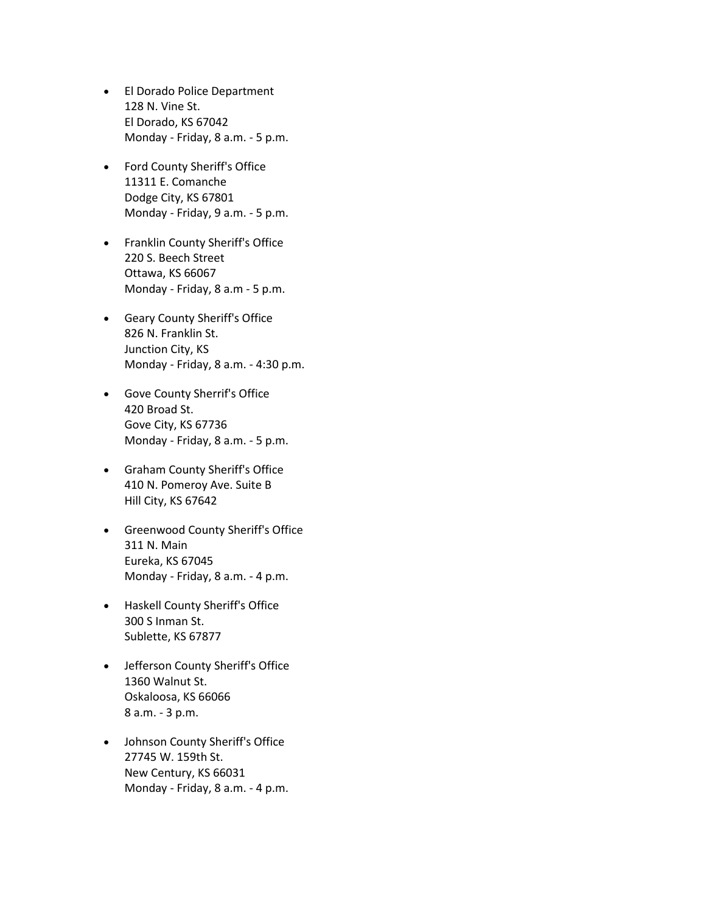- El Dorado Police Department
  128 N. Vine St.
  El Dorado, KS 67042
  Monday - Friday, 8 a.m. - 5 p.m.

- Ford County Sheriff's Office
  11311 E. Comanche
  Dodge City, KS 67801
  Monday - Friday, 9 a.m. - 5 p.m.

- Franklin County Sheriff's Office
  220 S. Beech Street
  Ottawa, KS 66067
  Monday - Friday, 8 a.m - 5 p.m.

- Geary County Sheriff's Office
  826 N. Franklin St.
  Junction City, KS
  Monday - Friday, 8 a.m. - 4:30 p.m.

- Gove County Sherrif's Office
  420 Broad St.
  Gove City, KS 67736
  Monday - Friday, 8 a.m. - 5 p.m.

- Graham County Sheriff's Office
  410 N. Pomeroy Ave. Suite B
  Hill City, KS 67642

- Greenwood County Sheriff's Office
  311 N. Main
  Eureka, KS 67045
  Monday - Friday, 8 a.m. - 4 p.m.

- Haskell County Sheriff's Office
  300 S Inman St.
  Sublette, KS 67877

- Jefferson County Sheriff's Office
  1360 Walnut St.
  Oskaloosa, KS 66066
  8 a.m. - 3 p.m.

- Johnson County Sheriff's Office
  27745 W. 159th St.
  New Century, KS 66031
  Monday - Friday, 8 a.m. - 4 p.m.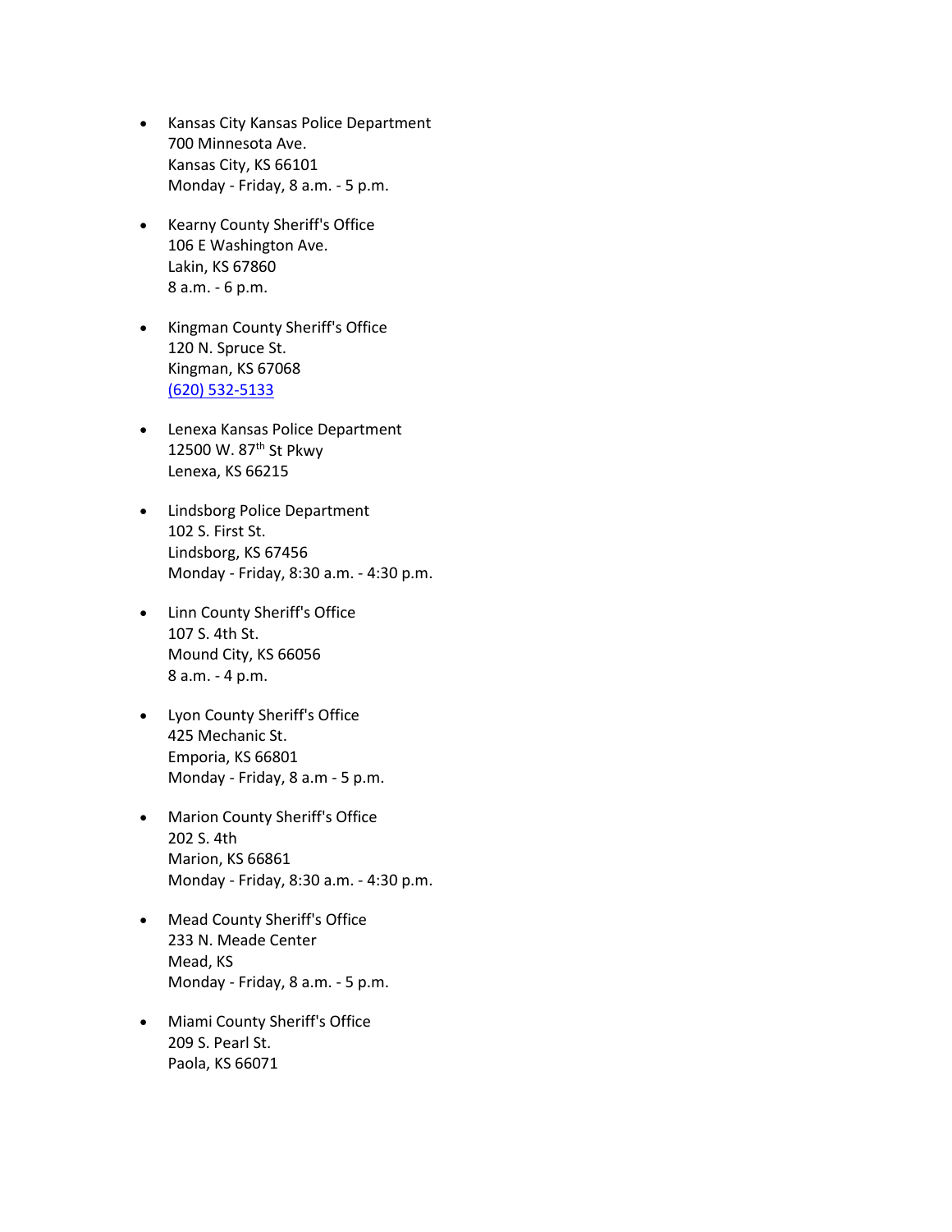- Kansas City Kansas Police Department
  700 Minnesota Ave.
  Kansas City, KS 66101
  Monday - Friday, 8 a.m. - 5 p.m.

- Kearny County Sheriff's Office
  106 E Washington Ave.
  Lakin, KS 67860
  8 a.m. - 6 p.m.

- Kingman County Sheriff's Office
  120 N. Spruce St.
  Kingman, KS 67068
  (620) 532-5133

- Lenexa Kansas Police Department
  12500 W. 87th St Pkwy
  Lenexa, KS 66215

- Lindsborg Police Department
  102 S. First St.
  Lindsborg, KS 67456
  Monday - Friday, 8:30 a.m. - 4:30 p.m.

- Linn County Sheriff's Office
  107 S. 4th St.
  Mound City, KS 66056
  8 a.m. - 4 p.m.

- Lyon County Sheriff's Office
  425 Mechanic St.
  Emporia, KS 66801
  Monday - Friday, 8 a.m - 5 p.m.

- Marion County Sheriff's Office
  202 S. 4th
  Marion, KS 66861
  Monday - Friday, 8:30 a.m. - 4:30 p.m.

- Mead County Sheriff's Office
  233 N. Meade Center
  Mead, KS
  Monday - Friday, 8 a.m. - 5 p.m.

- Miami County Sheriff's Office
  209 S. Pearl St.
  Paola, KS 66071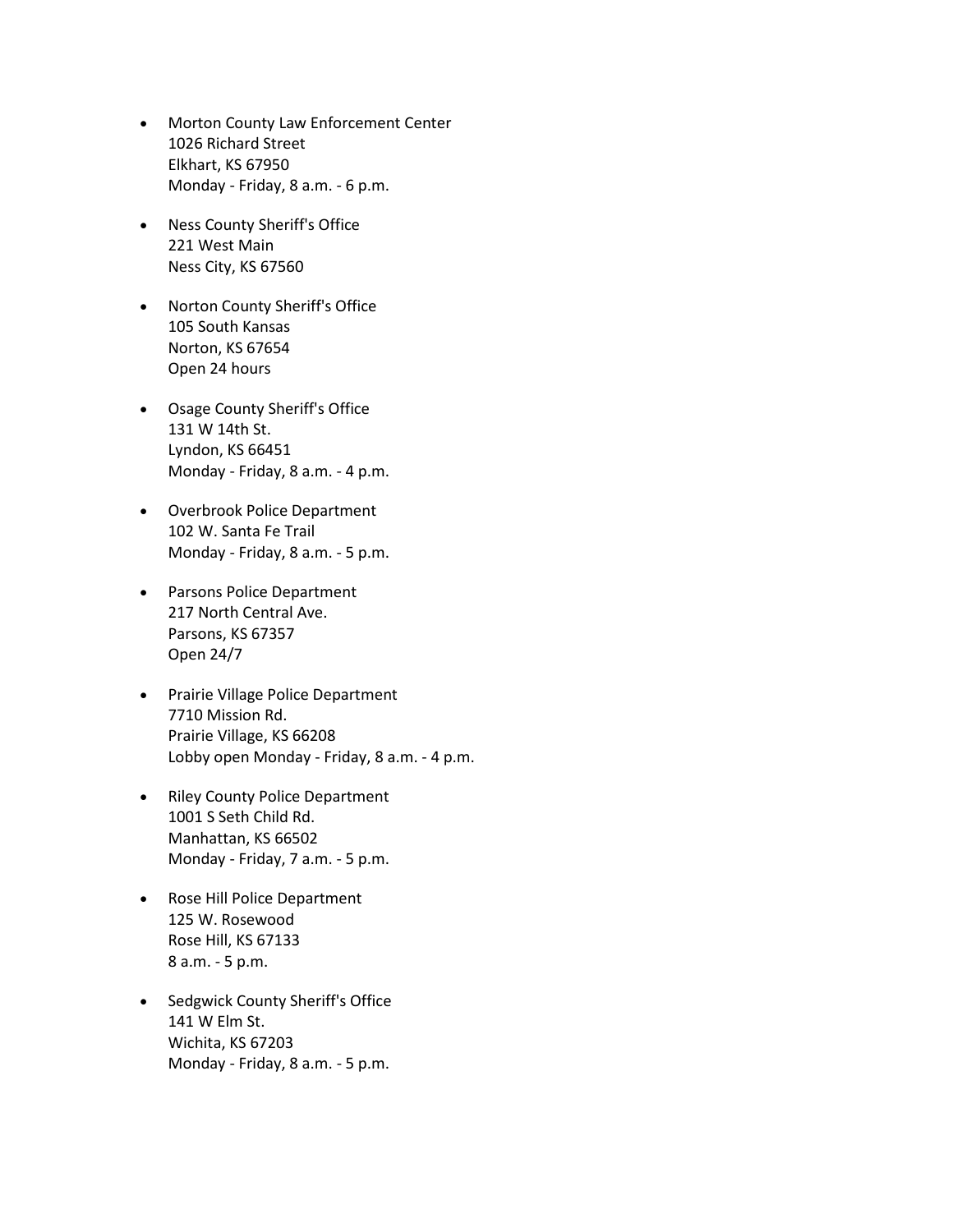- Morton County Law Enforcement Center
  1026 Richard Street
  Elkhart, KS 67950
  Monday - Friday, 8 a.m. - 6 p.m.

- Ness County Sheriff's Office
  221 West Main
  Ness City, KS 67560

- Norton County Sheriff's Office
  105 South Kansas
  Norton, KS 67654
  Open 24 hours

- Osage County Sheriff's Office
  131 W 14th St.
  Lyndon, KS 66451
  Monday - Friday, 8 a.m. - 4 p.m.

- Overbrook Police Department
  102 W. Santa Fe Trail
  Monday - Friday, 8 a.m. - 5 p.m.

- Parsons Police Department
  217 North Central Ave.
  Parsons, KS 67357
  Open 24/7

- Prairie Village Police Department
  7710 Mission Rd.
  Prairie Village, KS 66208
  Lobby open Monday - Friday, 8 a.m. - 4 p.m.

- Riley County Police Department
  1001 S Seth Child Rd.
  Manhattan, KS 66502
  Monday - Friday, 7 a.m. - 5 p.m.

- Rose Hill Police Department
  125 W. Rosewood
  Rose Hill, KS 67133
  8 a.m. - 5 p.m.

- Sedgwick County Sheriff's Office
  141 W Elm St.
  Wichita, KS 67203
  Monday - Friday, 8 a.m. - 5 p.m.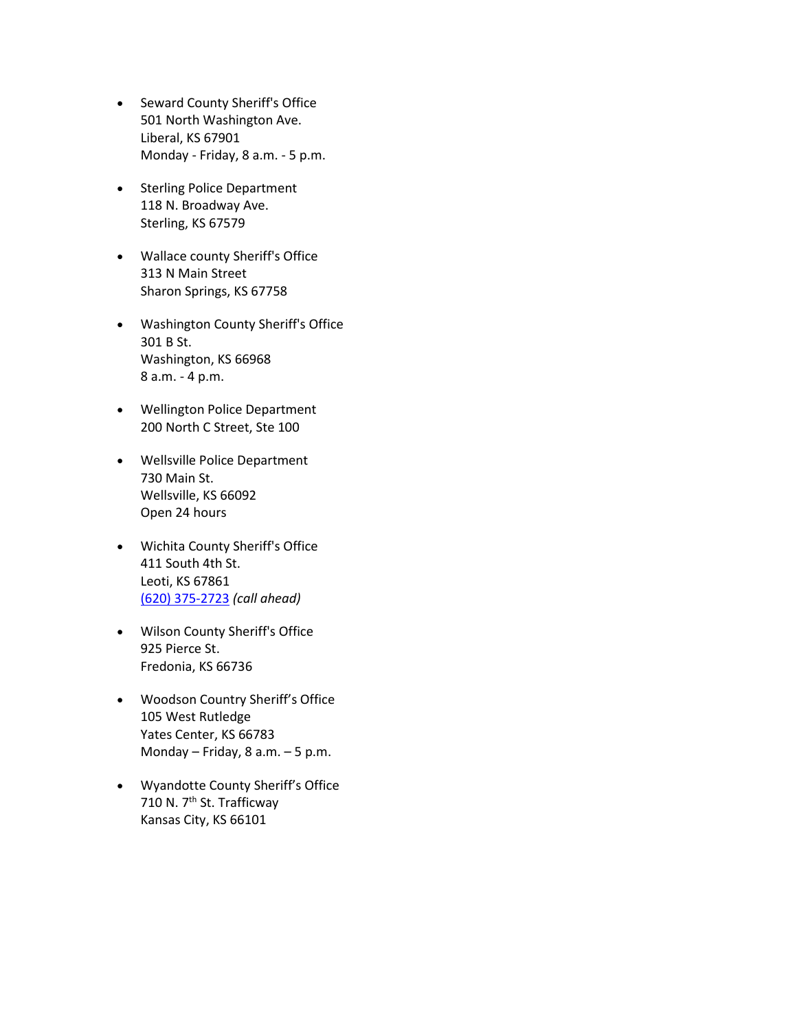- Seward County Sheriff's Office
  501 North Washington Ave.
  Liberal, KS 67901
  Monday - Friday, 8 a.m. - 5 p.m.

- Sterling Police Department
  118 N. Broadway Ave.
  Sterling, KS 67579

- Wallace county Sheriff's Office
  313 N Main Street
  Sharon Springs, KS 67758

- Washington County Sheriff's Office
  301 B St.
  Washington, KS 66968
  8 a.m. - 4 p.m.

- Wellington Police Department
  200 North C Street, Ste 100

- Wellsville Police Department
  730 Main St.
  Wellsville, KS 66092
  Open 24 hours

- Wichita County Sheriff's Office
  411 South 4th St.
  Leoti, KS 67861
  (620) 375-2723 *(call ahead)*

- Wilson County Sheriff's Office
  925 Pierce St.
  Fredonia, KS 66736

- Woodson Country Sheriff's Office
  105 West Rutledge
  Yates Center, KS 66783
  Monday – Friday, 8 a.m. – 5 p.m.

- Wyandotte County Sheriff's Office
  710 N. 7th St. Trafficway
  Kansas City, KS 66101